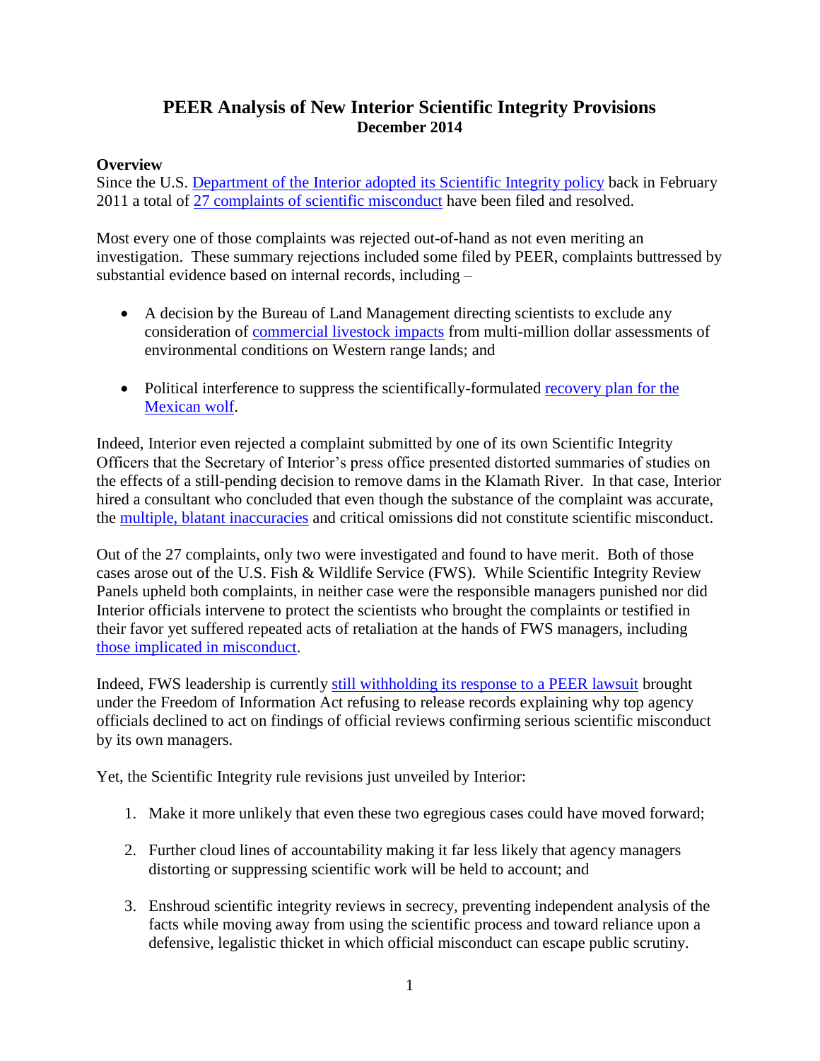# PEER Analysis of New Interior Scientific Integrity Provisions

**December 2014**

**Overview**

Since the U.S. Department of the Interior adopted its Scientific Integrity policy back in February 2011 a total of 27 complaints of scientific misconduct have been filed and resolved.

Most every one of those complaints was rejected out-of-hand as not even meriting an investigation. These summary rejections included some filed by PEER, complaints buttressed by substantial evidence based on internal records, including –

- A decision by the Bureau of Land Management directing scientists to exclude any consideration of commercial livestock impacts from multi-million dollar assessments of environmental conditions on Western range lands; and
- Political interference to suppress the scientifically-formulated recovery plan for the Mexican wolf.

Indeed, Interior even rejected a complaint submitted by one of its own Scientific Integrity Officers that the Secretary of Interior's press office presented distorted summaries of studies on the effects of a still-pending decision to remove dams in the Klamath River. In that case, Interior hired a consultant who concluded that even though the substance of the complaint was accurate, the multiple, blatant inaccuracies and critical omissions did not constitute scientific misconduct.

Out of the 27 complaints, only two were investigated and found to have merit. Both of those cases arose out of the U.S. Fish & Wildlife Service (FWS). While Scientific Integrity Review Panels upheld both complaints, in neither case were the responsible managers punished nor did Interior officials intervene to protect the scientists who brought the complaints or testified in their favor yet suffered repeated acts of retaliation at the hands of FWS managers, including those implicated in misconduct.

Indeed, FWS leadership is currently still withholding its response to a PEER lawsuit brought under the Freedom of Information Act refusing to release records explaining why top agency officials declined to act on findings of official reviews confirming serious scientific misconduct by its own managers.

Yet, the Scientific Integrity rule revisions just unveiled by Interior:

1. Make it more unlikely that even these two egregious cases could have moved forward;
2. Further cloud lines of accountability making it far less likely that agency managers distorting or suppressing scientific work will be held to account; and
3. Enshroud scientific integrity reviews in secrecy, preventing independent analysis of the facts while moving away from using the scientific process and toward reliance upon a defensive, legalistic thicket in which official misconduct can escape public scrutiny.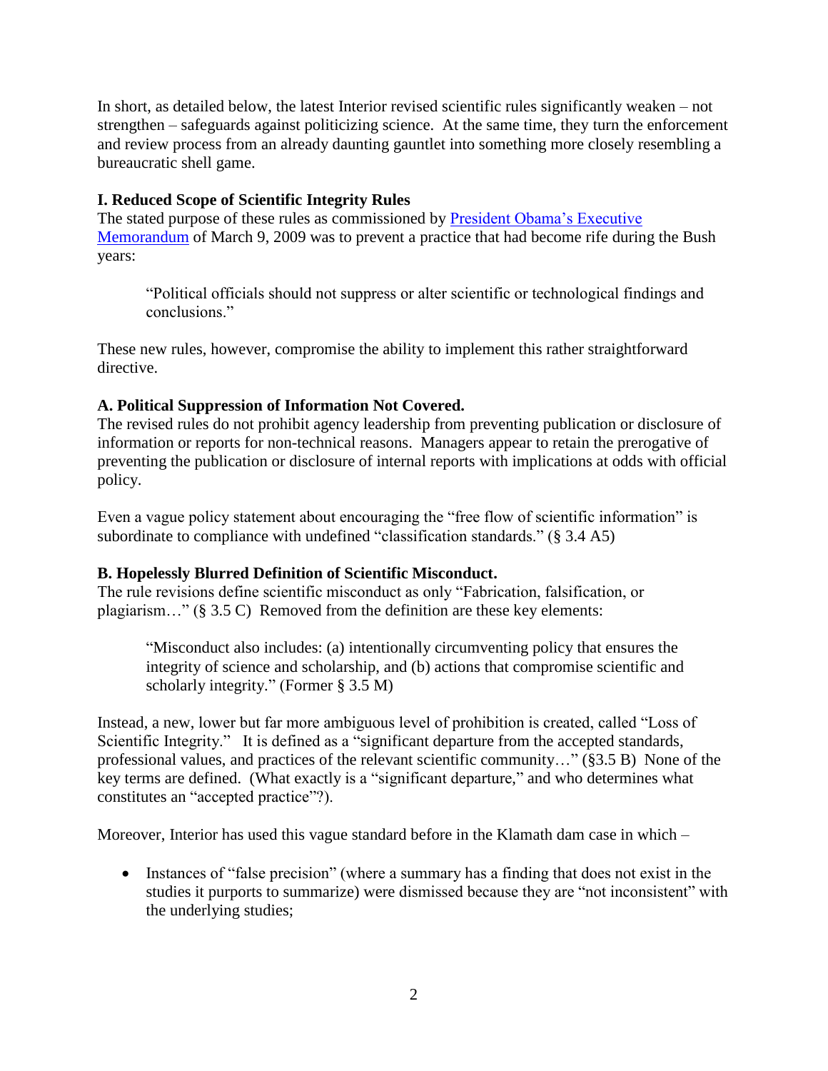In short, as detailed below, the latest Interior revised scientific rules significantly weaken – not strengthen – safeguards against politicizing science. At the same time, they turn the enforcement and review process from an already daunting gauntlet into something more closely resembling a bureaucratic shell game.

**I. Reduced Scope of Scientific Integrity Rules**

The stated purpose of these rules as commissioned by [President Obama's Executive Memorandum]() of March 9, 2009 was to prevent a practice that had become rife during the Bush years:

> "Political officials should not suppress or alter scientific or technological findings and conclusions."

These new rules, however, compromise the ability to implement this rather straightforward directive.

**A. Political Suppression of Information Not Covered.**

The revised rules do not prohibit agency leadership from preventing publication or disclosure of information or reports for non-technical reasons. Managers appear to retain the prerogative of preventing the publication or disclosure of internal reports with implications at odds with official policy.

Even a vague policy statement about encouraging the "free flow of scientific information" is subordinate to compliance with undefined "classification standards." (§ 3.4 A5)

**B. Hopelessly Blurred Definition of Scientific Misconduct.**

The rule revisions define scientific misconduct as only "Fabrication, falsification, or plagiarism…" (§ 3.5 C) Removed from the definition are these key elements:

> "Misconduct also includes: (a) intentionally circumventing policy that ensures the integrity of science and scholarship, and (b) actions that compromise scientific and scholarly integrity." (Former § 3.5 M)

Instead, a new, lower but far more ambiguous level of prohibition is created, called "Loss of Scientific Integrity." It is defined as a "significant departure from the accepted standards, professional values, and practices of the relevant scientific community…" (§3.5 B) None of the key terms are defined. (What exactly is a "significant departure," and who determines what constitutes an "accepted practice"?).

Moreover, Interior has used this vague standard before in the Klamath dam case in which –

- Instances of "false precision" (where a summary has a finding that does not exist in the studies it purports to summarize) were dismissed because they are "not inconsistent" with the underlying studies;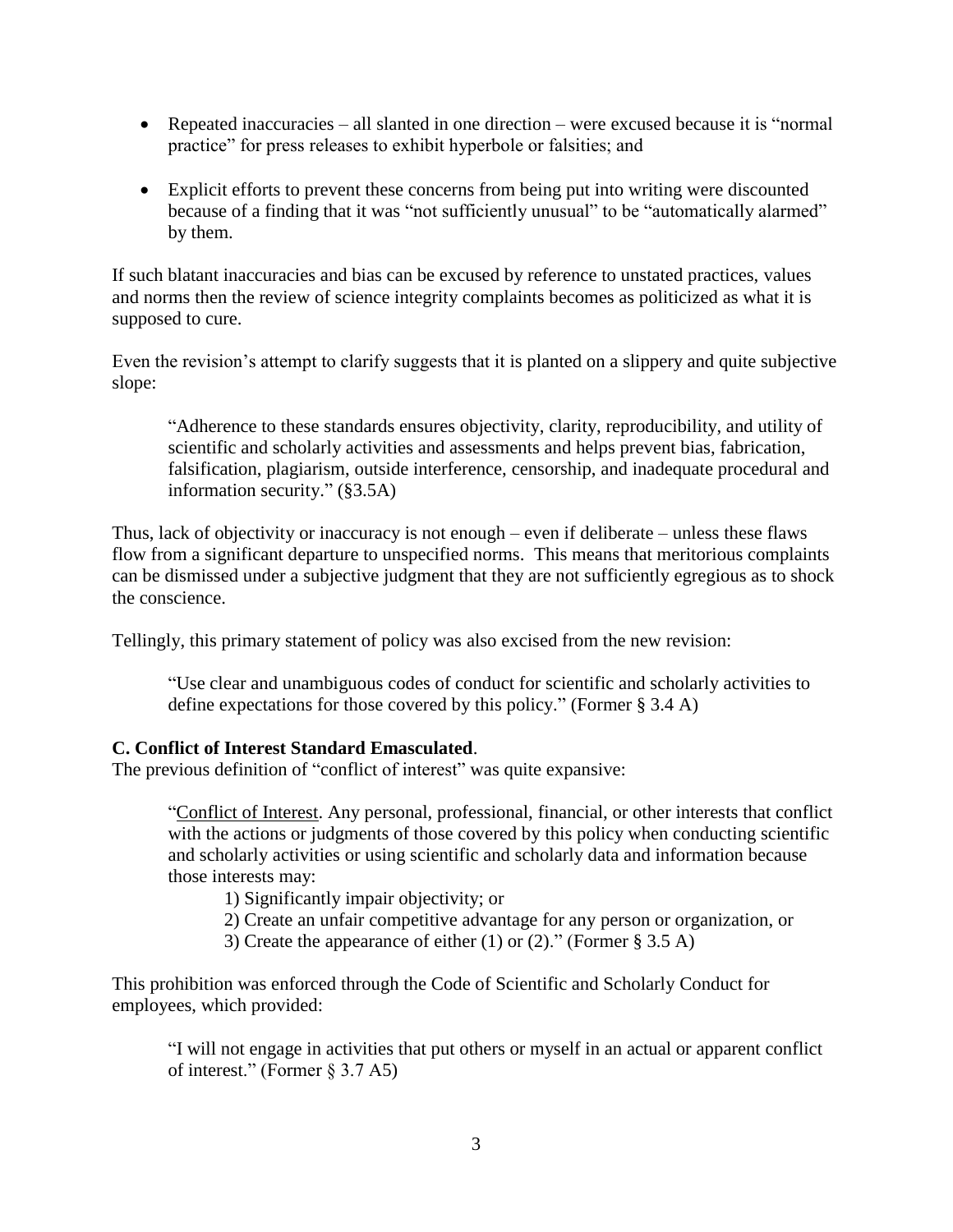- Repeated inaccuracies – all slanted in one direction – were excused because it is "normal practice" for press releases to exhibit hyperbole or falsities; and
- Explicit efforts to prevent these concerns from being put into writing were discounted because of a finding that it was "not sufficiently unusual" to be "automatically alarmed" by them.

If such blatant inaccuracies and bias can be excused by reference to unstated practices, values and norms then the review of science integrity complaints becomes as politicized as what it is supposed to cure.

Even the revision's attempt to clarify suggests that it is planted on a slippery and quite subjective slope:

> "Adherence to these standards ensures objectivity, clarity, reproducibility, and utility of scientific and scholarly activities and assessments and helps prevent bias, fabrication, falsification, plagiarism, outside interference, censorship, and inadequate procedural and information security." (§3.5A)

Thus, lack of objectivity or inaccuracy is not enough – even if deliberate – unless these flaws flow from a significant departure to unspecified norms. This means that meritorious complaints can be dismissed under a subjective judgment that they are not sufficiently egregious as to shock the conscience.

Tellingly, this primary statement of policy was also excised from the new revision:

> "Use clear and unambiguous codes of conduct for scientific and scholarly activities to define expectations for those covered by this policy." (Former § 3.4 A)

**C. Conflict of Interest Standard Emasculated**.

The previous definition of "conflict of interest" was quite expansive:

> "Conflict of Interest. Any personal, professional, financial, or other interests that conflict with the actions or judgments of those covered by this policy when conducting scientific and scholarly activities or using scientific and scholarly data and information because those interests may:
>
> 1) Significantly impair objectivity; or
> 2) Create an unfair competitive advantage for any person or organization, or
> 3) Create the appearance of either (1) or (2)." (Former § 3.5 A)

This prohibition was enforced through the Code of Scientific and Scholarly Conduct for employees, which provided:

> "I will not engage in activities that put others or myself in an actual or apparent conflict of interest." (Former § 3.7 A5)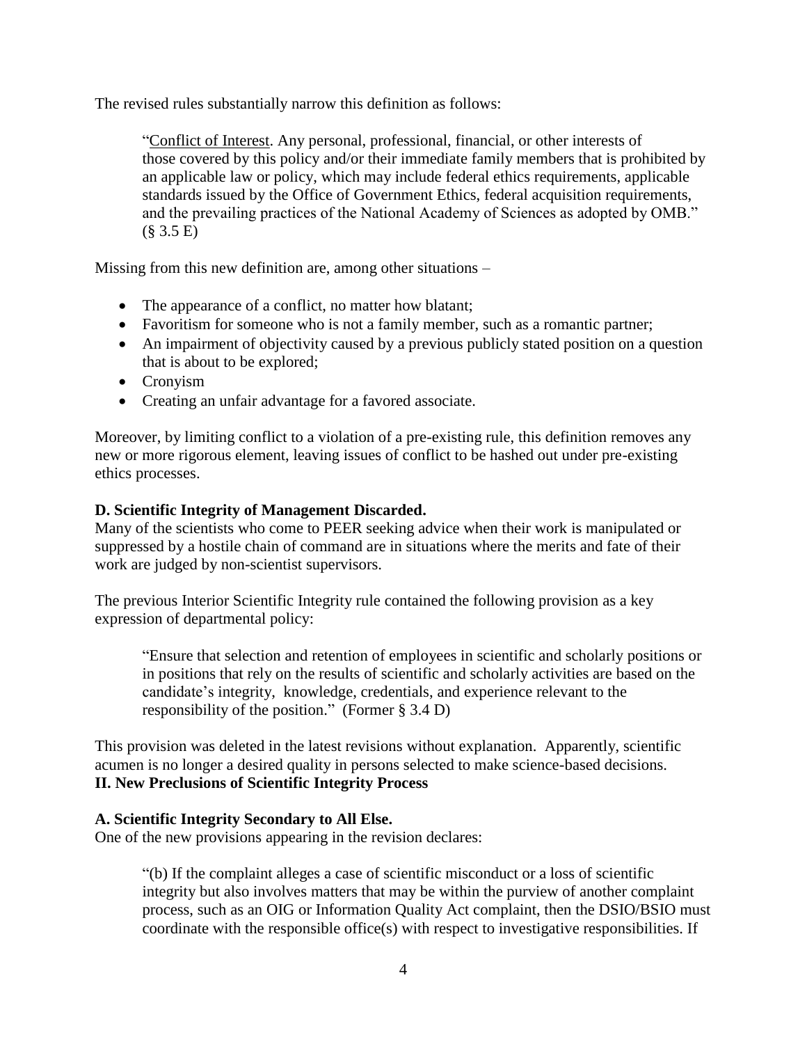The revised rules substantially narrow this definition as follows:

> "Conflict of Interest. Any personal, professional, financial, or other interests of those covered by this policy and/or their immediate family members that is prohibited by an applicable law or policy, which may include federal ethics requirements, applicable standards issued by the Office of Government Ethics, federal acquisition requirements, and the prevailing practices of the National Academy of Sciences as adopted by OMB." (§ 3.5 E)

Missing from this new definition are, among other situations –

- The appearance of a conflict, no matter how blatant;
- Favoritism for someone who is not a family member, such as a romantic partner;
- An impairment of objectivity caused by a previous publicly stated position on a question that is about to be explored;
- Cronyism
- Creating an unfair advantage for a favored associate.

Moreover, by limiting conflict to a violation of a pre-existing rule, this definition removes any new or more rigorous element, leaving issues of conflict to be hashed out under pre-existing ethics processes.

**D. Scientific Integrity of Management Discarded.**

Many of the scientists who come to PEER seeking advice when their work is manipulated or suppressed by a hostile chain of command are in situations where the merits and fate of their work are judged by non-scientist supervisors.

The previous Interior Scientific Integrity rule contained the following provision as a key expression of departmental policy:

> "Ensure that selection and retention of employees in scientific and scholarly positions or in positions that rely on the results of scientific and scholarly activities are based on the candidate's integrity, knowledge, credentials, and experience relevant to the responsibility of the position." (Former § 3.4 D)

This provision was deleted in the latest revisions without explanation. Apparently, scientific acumen is no longer a desired quality in persons selected to make science-based decisions.

## II. New Preclusions of Scientific Integrity Process

**A. Scientific Integrity Secondary to All Else.**

One of the new provisions appearing in the revision declares:

> "(b) If the complaint alleges a case of scientific misconduct or a loss of scientific integrity but also involves matters that may be within the purview of another complaint process, such as an OIG or Information Quality Act complaint, then the DSIO/BSIO must coordinate with the responsible office(s) with respect to investigative responsibilities. If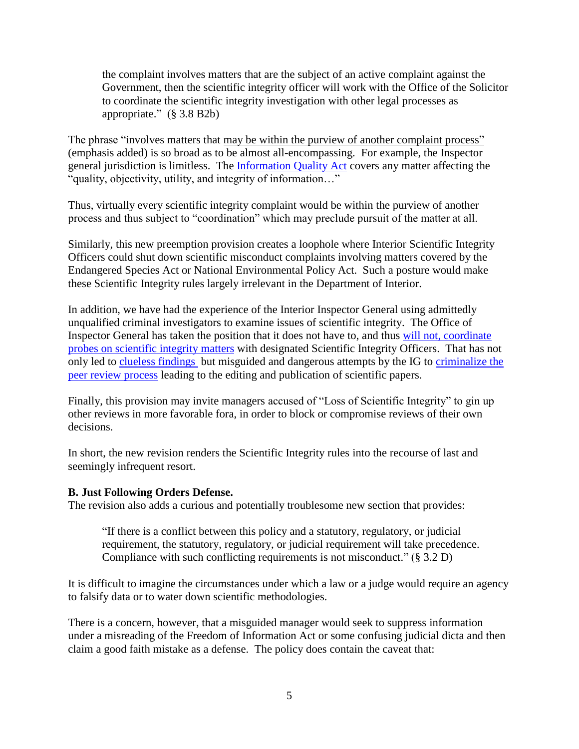> the complaint involves matters that are the subject of an active complaint against the Government, then the scientific integrity officer will work with the Office of the Solicitor to coordinate the scientific integrity investigation with other legal processes as appropriate." (§ 3.8 B2b)

The phrase "involves matters that <u>may be within the purview of another complaint process</u>" (emphasis added) is so broad as to be almost all-encompassing. For example, the Inspector general jurisdiction is limitless. The [Information Quality Act]() covers any matter affecting the "quality, objectivity, utility, and integrity of information…"

Thus, virtually every scientific integrity complaint would be within the purview of another process and thus subject to "coordination" which may preclude pursuit of the matter at all.

Similarly, this new preemption provision creates a loophole where Interior Scientific Integrity Officers could shut down scientific misconduct complaints involving matters covered by the Endangered Species Act or National Environmental Policy Act. Such a posture would make these Scientific Integrity rules largely irrelevant in the Department of Interior.

In addition, we have had the experience of the Interior Inspector General using admittedly unqualified criminal investigators to examine issues of scientific integrity. The Office of Inspector General has taken the position that it does not have to, and thus [will not, coordinate probes on scientific integrity matters]() with designated Scientific Integrity Officers. That has not only led to [clueless findings]() but misguided and dangerous attempts by the IG to [criminalize the peer review process]() leading to the editing and publication of scientific papers.

Finally, this provision may invite managers accused of "Loss of Scientific Integrity" to gin up other reviews in more favorable fora, in order to block or compromise reviews of their own decisions.

In short, the new revision renders the Scientific Integrity rules into the recourse of last and seemingly infrequent resort.

**B. Just Following Orders Defense.**

The revision also adds a curious and potentially troublesome new section that provides:

> "If there is a conflict between this policy and a statutory, regulatory, or judicial requirement, the statutory, regulatory, or judicial requirement will take precedence. Compliance with such conflicting requirements is not misconduct." (§ 3.2 D)

It is difficult to imagine the circumstances under which a law or a judge would require an agency to falsify data or to water down scientific methodologies.

There is a concern, however, that a misguided manager would seek to suppress information under a misreading of the Freedom of Information Act or some confusing judicial dicta and then claim a good faith mistake as a defense. The policy does contain the caveat that: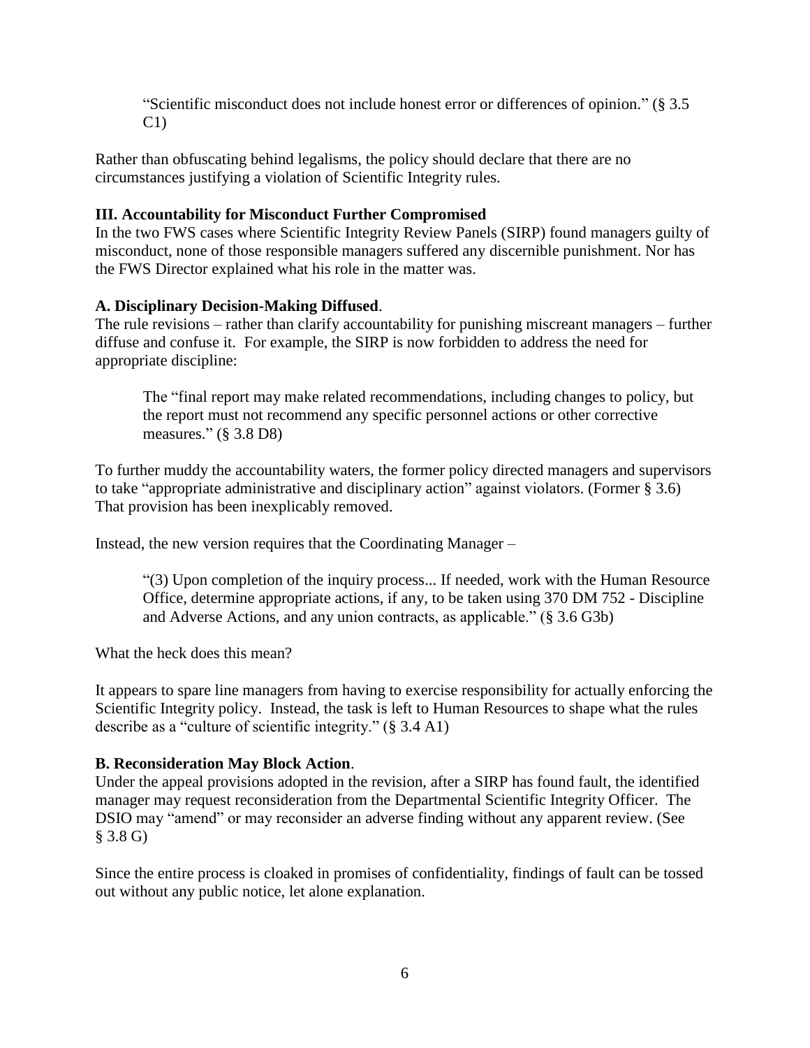> “Scientific misconduct does not include honest error or differences of opinion.” (§ 3.5 C1)

Rather than obfuscating behind legalisms, the policy should declare that there are no circumstances justifying a violation of Scientific Integrity rules.

**III. Accountability for Misconduct Further Compromised**

In the two FWS cases where Scientific Integrity Review Panels (SIRP) found managers guilty of misconduct, none of those responsible managers suffered any discernible punishment. Nor has the FWS Director explained what his role in the matter was.

**A. Disciplinary Decision-Making Diffused**.

The rule revisions – rather than clarify accountability for punishing miscreant managers – further diffuse and confuse it. For example, the SIRP is now forbidden to address the need for appropriate discipline:

> The “final report may make related recommendations, including changes to policy, but the report must not recommend any specific personnel actions or other corrective measures.” (§ 3.8 D8)

To further muddy the accountability waters, the former policy directed managers and supervisors to take “appropriate administrative and disciplinary action” against violators. (Former § 3.6) That provision has been inexplicably removed.

Instead, the new version requires that the Coordinating Manager –

> “(3) Upon completion of the inquiry process... If needed, work with the Human Resource Office, determine appropriate actions, if any, to be taken using 370 DM 752 - Discipline and Adverse Actions, and any union contracts, as applicable.” (§ 3.6 G3b)

What the heck does this mean?

It appears to spare line managers from having to exercise responsibility for actually enforcing the Scientific Integrity policy. Instead, the task is left to Human Resources to shape what the rules describe as a “culture of scientific integrity.” (§ 3.4 A1)

**B. Reconsideration May Block Action**.

Under the appeal provisions adopted in the revision, after a SIRP has found fault, the identified manager may request reconsideration from the Departmental Scientific Integrity Officer. The DSIO may “amend” or may reconsider an adverse finding without any apparent review. (See § 3.8 G)

Since the entire process is cloaked in promises of confidentiality, findings of fault can be tossed out without any public notice, let alone explanation.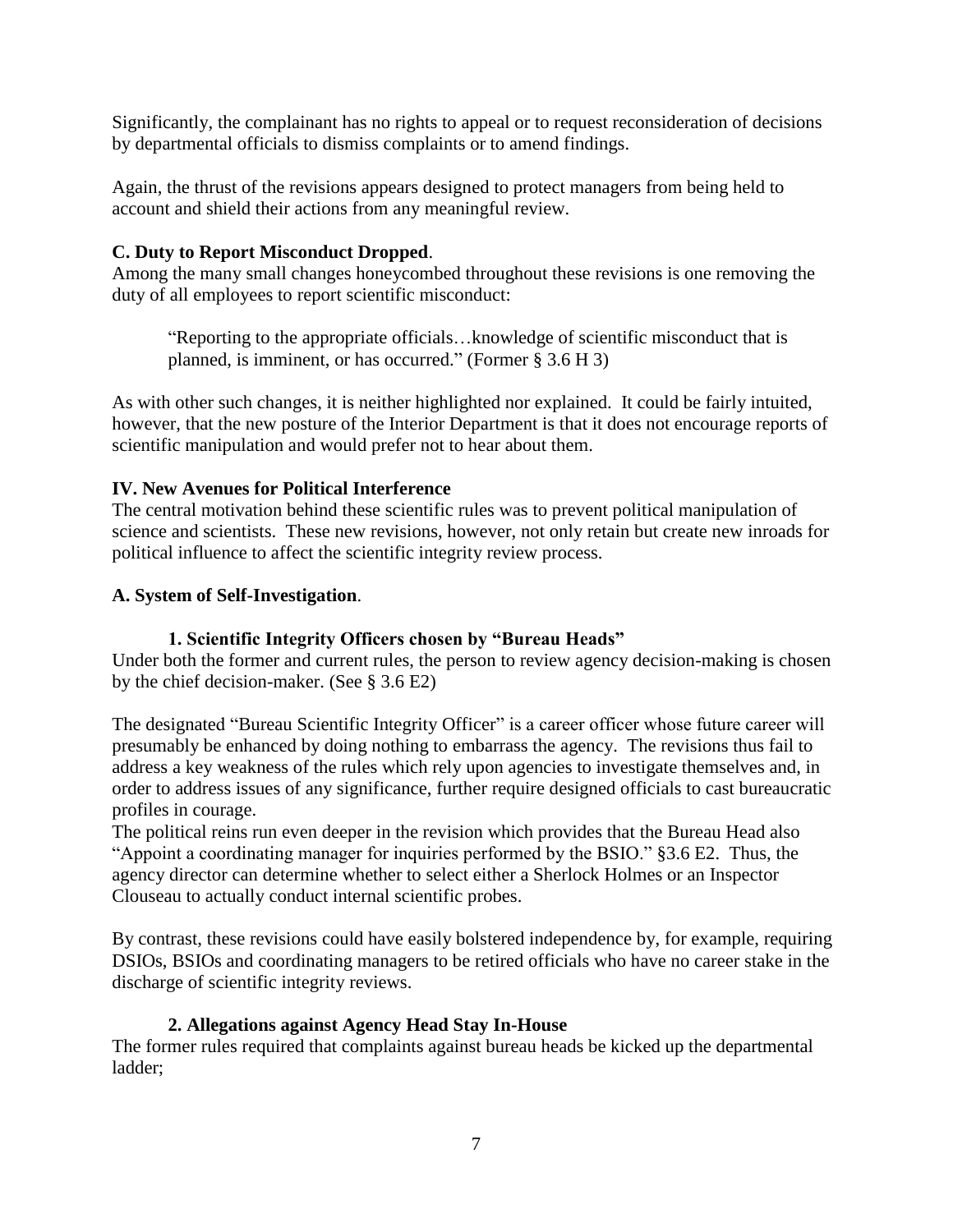Significantly, the complainant has no rights to appeal or to request reconsideration of decisions by departmental officials to dismiss complaints or to amend findings.

Again, the thrust of the revisions appears designed to protect managers from being held to account and shield their actions from any meaningful review.

**C. Duty to Report Misconduct Dropped**.

Among the many small changes honeycombed throughout these revisions is one removing the duty of all employees to report scientific misconduct:

> "Reporting to the appropriate officials…knowledge of scientific misconduct that is planned, is imminent, or has occurred." (Former § 3.6 H 3)

As with other such changes, it is neither highlighted nor explained. It could be fairly intuited, however, that the new posture of the Interior Department is that it does not encourage reports of scientific manipulation and would prefer not to hear about them.

**IV. New Avenues for Political Interference**

The central motivation behind these scientific rules was to prevent political manipulation of science and scientists. These new revisions, however, not only retain but create new inroads for political influence to affect the scientific integrity review process.

**A. System of Self-Investigation**.

**1. Scientific Integrity Officers chosen by "Bureau Heads"**

Under both the former and current rules, the person to review agency decision-making is chosen by the chief decision-maker. (See § 3.6 E2)

The designated "Bureau Scientific Integrity Officer" is a career officer whose future career will presumably be enhanced by doing nothing to embarrass the agency. The revisions thus fail to address a key weakness of the rules which rely upon agencies to investigate themselves and, in order to address issues of any significance, further require designed officials to cast bureaucratic profiles in courage.

The political reins run even deeper in the revision which provides that the Bureau Head also "Appoint a coordinating manager for inquiries performed by the BSIO." §3.6 E2. Thus, the agency director can determine whether to select either a Sherlock Holmes or an Inspector Clouseau to actually conduct internal scientific probes.

By contrast, these revisions could have easily bolstered independence by, for example, requiring DSIOs, BSIOs and coordinating managers to be retired officials who have no career stake in the discharge of scientific integrity reviews.

**2. Allegations against Agency Head Stay In-House**

The former rules required that complaints against bureau heads be kicked up the departmental ladder;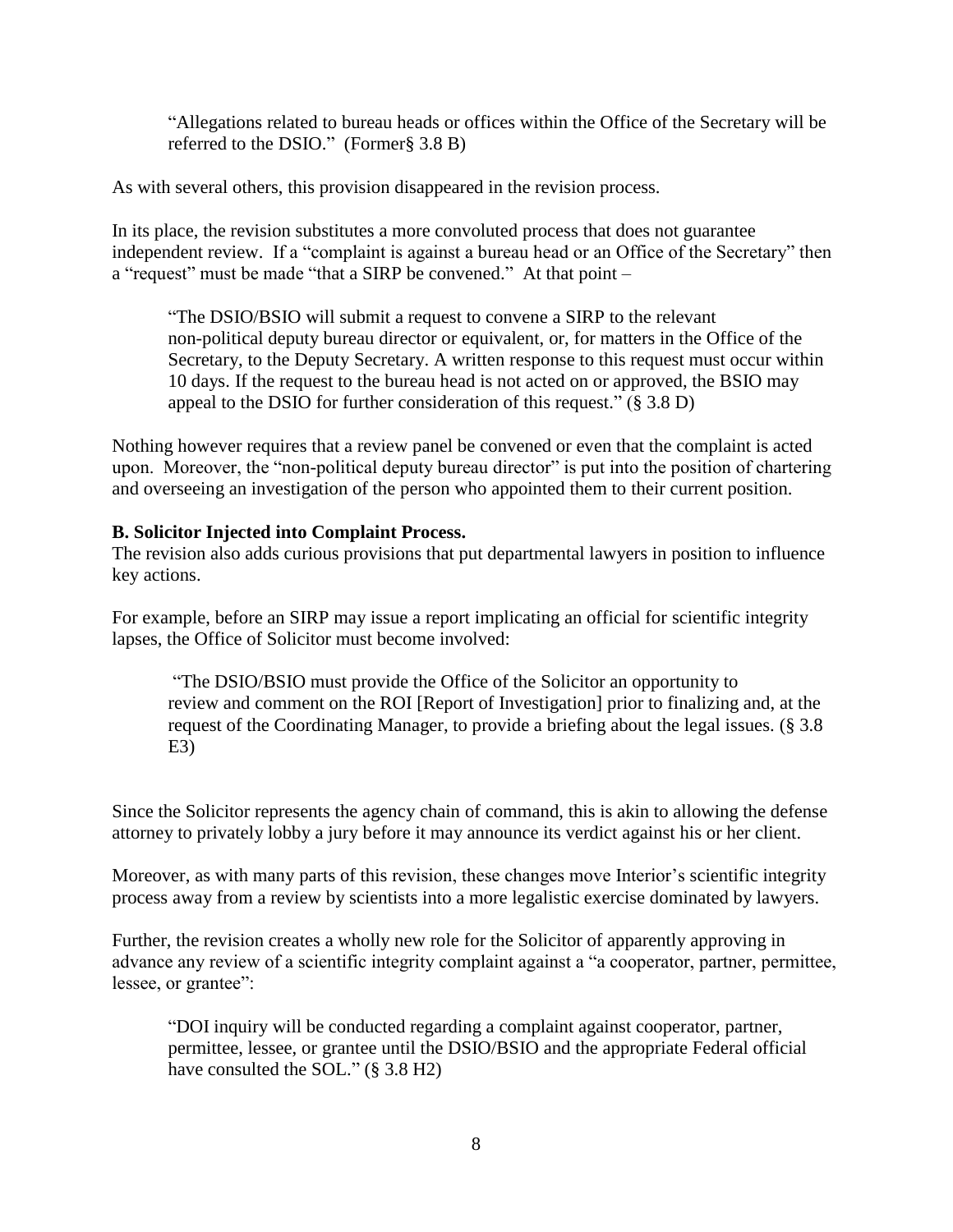> "Allegations related to bureau heads or offices within the Office of the Secretary will be referred to the DSIO." (Former§ 3.8 B)

As with several others, this provision disappeared in the revision process.

In its place, the revision substitutes a more convoluted process that does not guarantee independent review. If a "complaint is against a bureau head or an Office of the Secretary" then a "request" must be made "that a SIRP be convened." At that point –

> "The DSIO/BSIO will submit a request to convene a SIRP to the relevant non-political deputy bureau director or equivalent, or, for matters in the Office of the Secretary, to the Deputy Secretary. A written response to this request must occur within 10 days. If the request to the bureau head is not acted on or approved, the BSIO may appeal to the DSIO for further consideration of this request." (§ 3.8 D)

Nothing however requires that a review panel be convened or even that the complaint is acted upon. Moreover, the "non-political deputy bureau director" is put into the position of chartering and overseeing an investigation of the person who appointed them to their current position.

**B. Solicitor Injected into Complaint Process.**

The revision also adds curious provisions that put departmental lawyers in position to influence key actions.

For example, before an SIRP may issue a report implicating an official for scientific integrity lapses, the Office of Solicitor must become involved:

> "The DSIO/BSIO must provide the Office of the Solicitor an opportunity to review and comment on the ROI [Report of Investigation] prior to finalizing and, at the request of the Coordinating Manager, to provide a briefing about the legal issues. (§ 3.8 E3)

Since the Solicitor represents the agency chain of command, this is akin to allowing the defense attorney to privately lobby a jury before it may announce its verdict against his or her client.

Moreover, as with many parts of this revision, these changes move Interior's scientific integrity process away from a review by scientists into a more legalistic exercise dominated by lawyers.

Further, the revision creates a wholly new role for the Solicitor of apparently approving in advance any review of a scientific integrity complaint against a "a cooperator, partner, permittee, lessee, or grantee":

> "DOI inquiry will be conducted regarding a complaint against cooperator, partner, permittee, lessee, or grantee until the DSIO/BSIO and the appropriate Federal official have consulted the SOL." (§ 3.8 H2)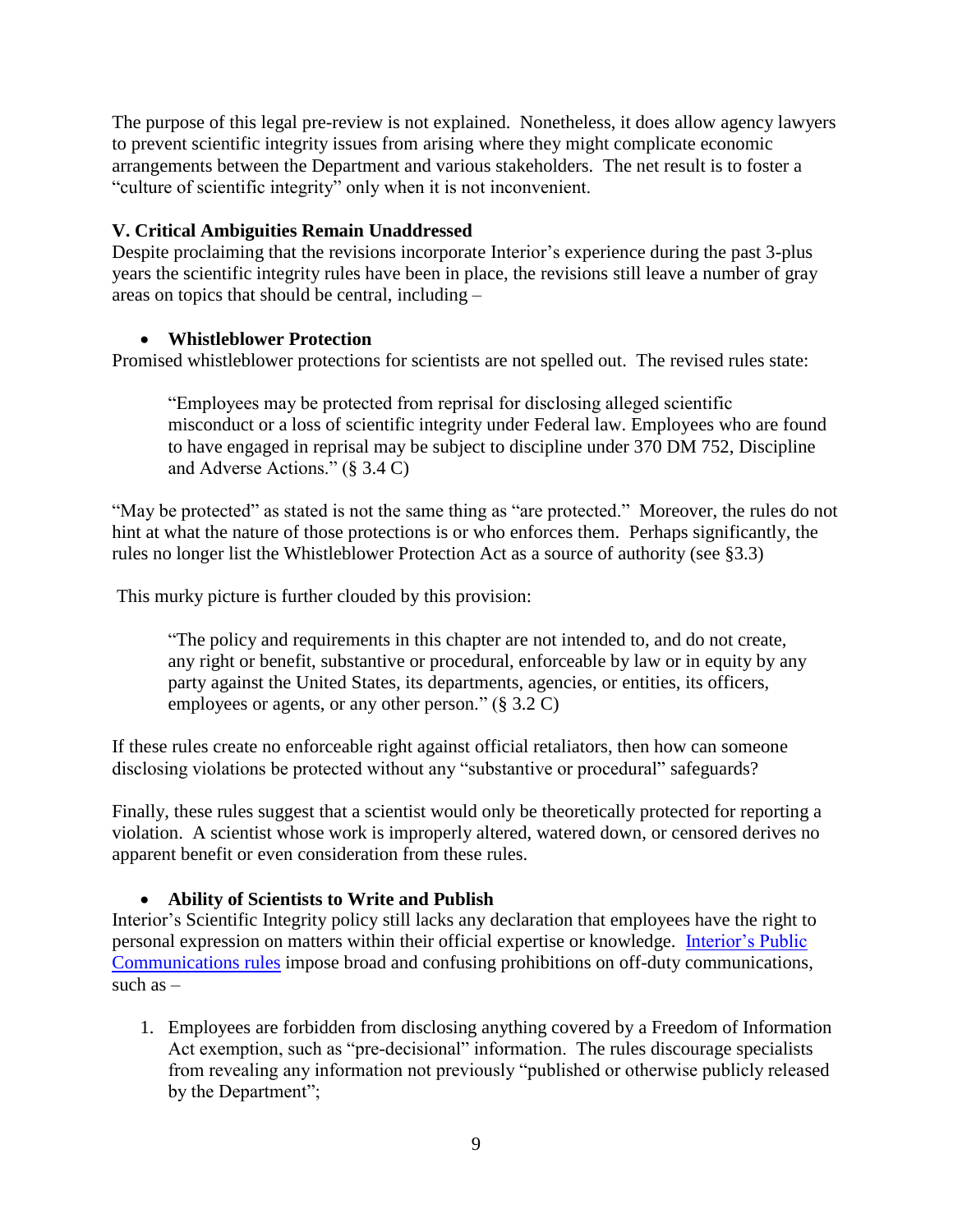The purpose of this legal pre-review is not explained. Nonetheless, it does allow agency lawyers to prevent scientific integrity issues from arising where they might complicate economic arrangements between the Department and various stakeholders. The net result is to foster a "culture of scientific integrity" only when it is not inconvenient.

**V. Critical Ambiguities Remain Unaddressed**

Despite proclaiming that the revisions incorporate Interior's experience during the past 3-plus years the scientific integrity rules have been in place, the revisions still leave a number of gray areas on topics that should be central, including –

- **Whistleblower Protection**

Promised whistleblower protections for scientists are not spelled out. The revised rules state:

> "Employees may be protected from reprisal for disclosing alleged scientific misconduct or a loss of scientific integrity under Federal law. Employees who are found to have engaged in reprisal may be subject to discipline under 370 DM 752, Discipline and Adverse Actions." (§ 3.4 C)

"May be protected" as stated is not the same thing as "are protected." Moreover, the rules do not hint at what the nature of those protections is or who enforces them. Perhaps significantly, the rules no longer list the Whistleblower Protection Act as a source of authority (see §3.3)

This murky picture is further clouded by this provision:

> "The policy and requirements in this chapter are not intended to, and do not create, any right or benefit, substantive or procedural, enforceable by law or in equity by any party against the United States, its departments, agencies, or entities, its officers, employees or agents, or any other person." (§ 3.2 C)

If these rules create no enforceable right against official retaliators, then how can someone disclosing violations be protected without any "substantive or procedural" safeguards?

Finally, these rules suggest that a scientist would only be theoretically protected for reporting a violation. A scientist whose work is improperly altered, watered down, or censored derives no apparent benefit or even consideration from these rules.

- **Ability of Scientists to Write and Publish**

Interior's Scientific Integrity policy still lacks any declaration that employees have the right to personal expression on matters within their official expertise or knowledge. Interior's Public Communications rules impose broad and confusing prohibitions on off-duty communications, such as –

1. Employees are forbidden from disclosing anything covered by a Freedom of Information Act exemption, such as "pre-decisional" information. The rules discourage specialists from revealing any information not previously "published or otherwise publicly released by the Department";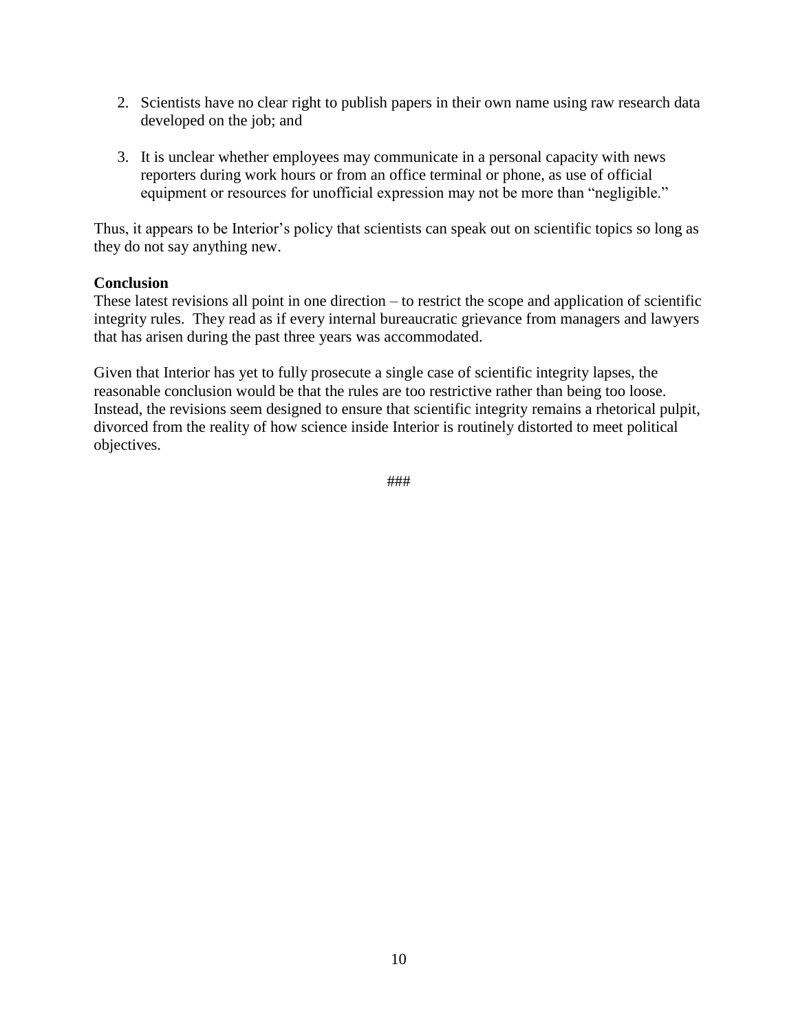2. Scientists have no clear right to publish papers in their own name using raw research data developed on the job; and

3. It is unclear whether employees may communicate in a personal capacity with news reporters during work hours or from an office terminal or phone, as use of official equipment or resources for unofficial expression may not be more than "negligible."

Thus, it appears to be Interior's policy that scientists can speak out on scientific topics so long as they do not say anything new.

**Conclusion**

These latest revisions all point in one direction – to restrict the scope and application of scientific integrity rules. They read as if every internal bureaucratic grievance from managers and lawyers that has arisen during the past three years was accommodated.

Given that Interior has yet to fully prosecute a single case of scientific integrity lapses, the reasonable conclusion would be that the rules are too restrictive rather than being too loose. Instead, the revisions seem designed to ensure that scientific integrity remains a rhetorical pulpit, divorced from the reality of how science inside Interior is routinely distorted to meet political objectives.

###